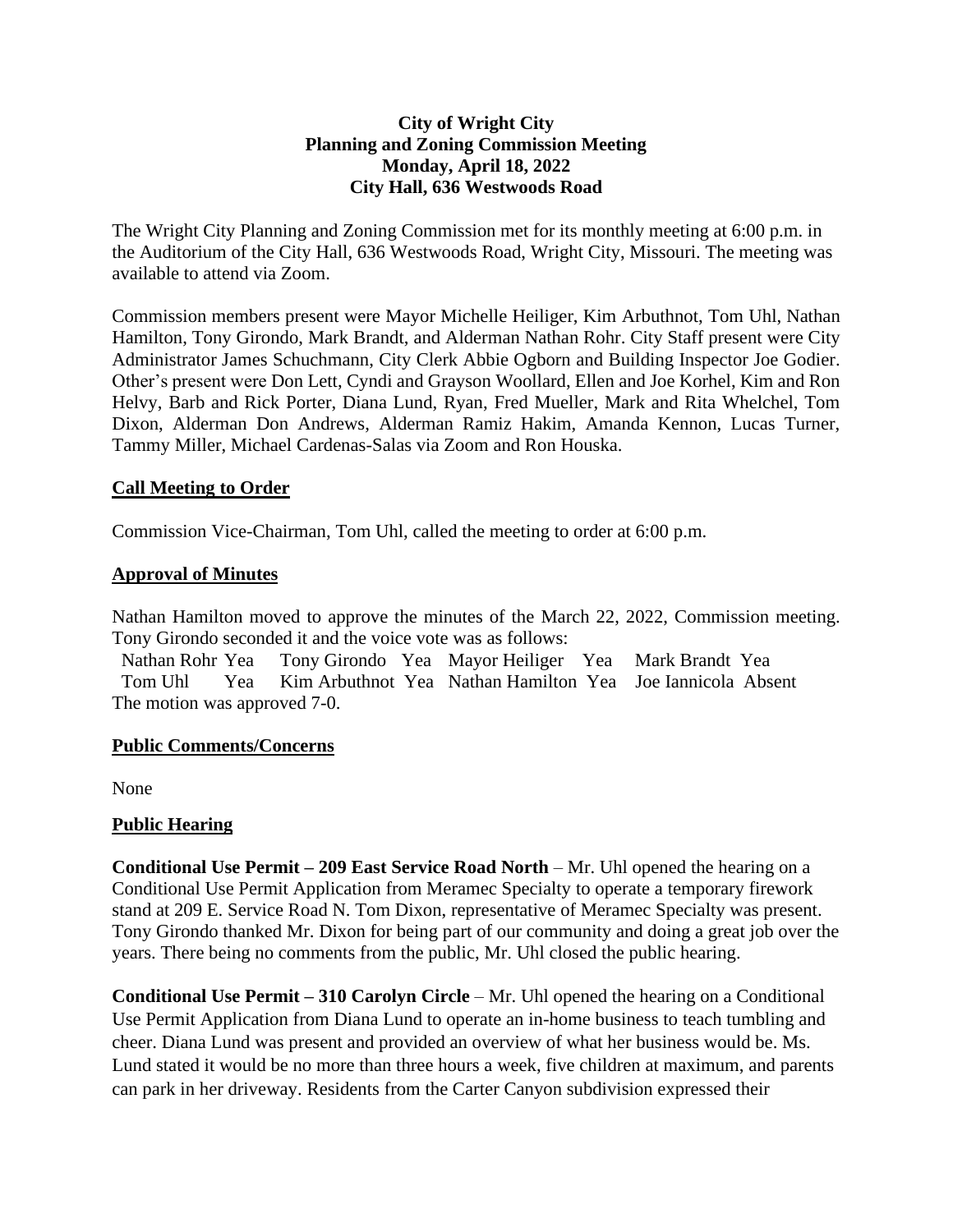**City of Wright City**
**Planning and Zoning Commission Meeting**
**Monday, April 18, 2022**
**City Hall, 636 Westwoods Road**

The Wright City Planning and Zoning Commission met for its monthly meeting at 6:00 p.m. in the Auditorium of the City Hall, 636 Westwoods Road, Wright City, Missouri. The meeting was available to attend via Zoom.

Commission members present were Mayor Michelle Heiliger, Kim Arbuthnot, Tom Uhl, Nathan Hamilton, Tony Girondo, Mark Brandt, and Alderman Nathan Rohr. City Staff present were City Administrator James Schuchmann, City Clerk Abbie Ogborn and Building Inspector Joe Godier. Other's present were Don Lett, Cyndi and Grayson Woollard, Ellen and Joe Korhel, Kim and Ron Helvy, Barb and Rick Porter, Diana Lund, Ryan, Fred Mueller, Mark and Rita Whelchel, Tom Dixon, Alderman Don Andrews, Alderman Ramiz Hakim, Amanda Kennon, Lucas Turner, Tammy Miller, Michael Cardenas-Salas via Zoom and Ron Houska.

## Call Meeting to Order

Commission Vice-Chairman, Tom Uhl, called the meeting to order at 6:00 p.m.

## Approval of Minutes

Nathan Hamilton moved to approve the minutes of the March 22, 2022, Commission meeting. Tony Girondo seconded it and the voice vote was as follows:

Nathan Rohr Yea    Tony Girondo Yea    Mayor Heiliger Yea    Mark Brandt Yea
Tom Uhl Yea    Kim Arbuthnot Yea    Nathan Hamilton Yea    Joe Iannicola Absent

The motion was approved 7-0.

## Public Comments/Concerns

None

## Public Hearing

**Conditional Use Permit – 209 East Service Road North** – Mr. Uhl opened the hearing on a Conditional Use Permit Application from Meramec Specialty to operate a temporary firework stand at 209 E. Service Road N. Tom Dixon, representative of Meramec Specialty was present. Tony Girondo thanked Mr. Dixon for being part of our community and doing a great job over the years. There being no comments from the public, Mr. Uhl closed the public hearing.

**Conditional Use Permit – 310 Carolyn Circle** – Mr. Uhl opened the hearing on a Conditional Use Permit Application from Diana Lund to operate an in-home business to teach tumbling and cheer. Diana Lund was present and provided an overview of what her business would be. Ms. Lund stated it would be no more than three hours a week, five children at maximum, and parents can park in her driveway. Residents from the Carter Canyon subdivision expressed their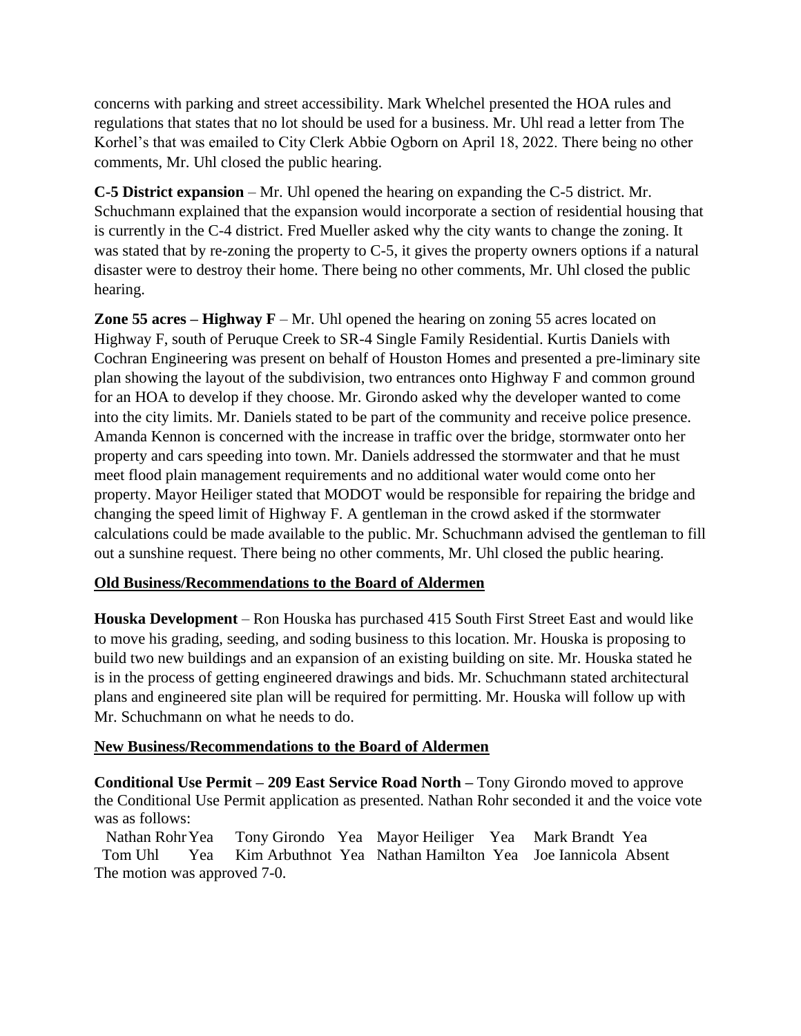concerns with parking and street accessibility. Mark Whelchel presented the HOA rules and regulations that states that no lot should be used for a business. Mr. Uhl read a letter from The Korhel's that was emailed to City Clerk Abbie Ogborn on April 18, 2022. There being no other comments, Mr. Uhl closed the public hearing.

**C-5 District expansion** – Mr. Uhl opened the hearing on expanding the C-5 district. Mr. Schuchmann explained that the expansion would incorporate a section of residential housing that is currently in the C-4 district. Fred Mueller asked why the city wants to change the zoning. It was stated that by re-zoning the property to C-5, it gives the property owners options if a natural disaster were to destroy their home. There being no other comments, Mr. Uhl closed the public hearing.

**Zone 55 acres – Highway F** – Mr. Uhl opened the hearing on zoning 55 acres located on Highway F, south of Peruque Creek to SR-4 Single Family Residential. Kurtis Daniels with Cochran Engineering was present on behalf of Houston Homes and presented a pre-liminary site plan showing the layout of the subdivision, two entrances onto Highway F and common ground for an HOA to develop if they choose. Mr. Girondo asked why the developer wanted to come into the city limits. Mr. Daniels stated to be part of the community and receive police presence. Amanda Kennon is concerned with the increase in traffic over the bridge, stormwater onto her property and cars speeding into town. Mr. Daniels addressed the stormwater and that he must meet flood plain management requirements and no additional water would come onto her property. Mayor Heiliger stated that MODOT would be responsible for repairing the bridge and changing the speed limit of Highway F. A gentleman in the crowd asked if the stormwater calculations could be made available to the public. Mr. Schuchmann advised the gentleman to fill out a sunshine request. There being no other comments, Mr. Uhl closed the public hearing.

## Old Business/Recommendations to the Board of Aldermen

**Houska Development** – Ron Houska has purchased 415 South First Street East and would like to move his grading, seeding, and soding business to this location. Mr. Houska is proposing to build two new buildings and an expansion of an existing building on site. Mr. Houska stated he is in the process of getting engineered drawings and bids. Mr. Schuchmann stated architectural plans and engineered site plan will be required for permitting. Mr. Houska will follow up with Mr. Schuchmann on what he needs to do.

## New Business/Recommendations to the Board of Aldermen

**Conditional Use Permit – 209 East Service Road North –** Tony Girondo moved to approve the Conditional Use Permit application as presented. Nathan Rohr seconded it and the voice vote was as follows:

| | | | | | | | |
|---|---|---|---|---|---|---|---|
| Nathan Rohr | Yea | Tony Girondo | Yea | Mayor Heiliger | Yea | Mark Brandt | Yea |
| Tom Uhl | Yea | Kim Arbuthnot | Yea | Nathan Hamilton | Yea | Joe Iannicola | Absent |

The motion was approved 7-0.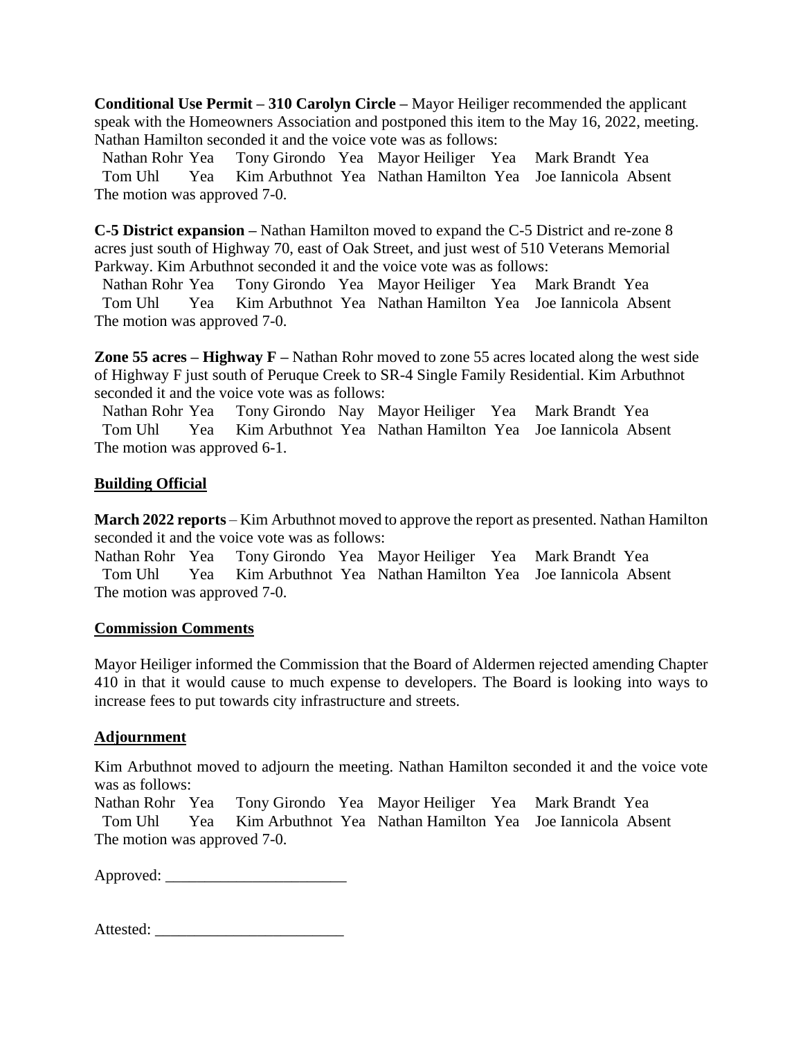**Conditional Use Permit – 310 Carolyn Circle –** Mayor Heiliger recommended the applicant speak with the Homeowners Association and postponed this item to the May 16, 2022, meeting. Nathan Hamilton seconded it and the voice vote was as follows:

| | | | | | | | |
|---|---|---|---|---|---|---|---|
| Nathan Rohr | Yea | Tony Girondo | Yea | Mayor Heiliger | Yea | Mark Brandt | Yea |
| Tom Uhl | Yea | Kim Arbuthnot | Yea | Nathan Hamilton | Yea | Joe Iannicola | Absent |

The motion was approved 7-0.

**C-5 District expansion –** Nathan Hamilton moved to expand the C-5 District and re-zone 8 acres just south of Highway 70, east of Oak Street, and just west of 510 Veterans Memorial Parkway. Kim Arbuthnot seconded it and the voice vote was as follows:

| | | | | | | | |
|---|---|---|---|---|---|---|---|
| Nathan Rohr | Yea | Tony Girondo | Yea | Mayor Heiliger | Yea | Mark Brandt | Yea |
| Tom Uhl | Yea | Kim Arbuthnot | Yea | Nathan Hamilton | Yea | Joe Iannicola | Absent |

The motion was approved 7-0.

**Zone 55 acres – Highway F –** Nathan Rohr moved to zone 55 acres located along the west side of Highway F just south of Peruque Creek to SR-4 Single Family Residential. Kim Arbuthnot seconded it and the voice vote was as follows:

| | | | | | | | |
|---|---|---|---|---|---|---|---|
| Nathan Rohr | Yea | Tony Girondo | Nay | Mayor Heiliger | Yea | Mark Brandt | Yea |
| Tom Uhl | Yea | Kim Arbuthnot | Yea | Nathan Hamilton | Yea | Joe Iannicola | Absent |

The motion was approved 6-1.

## Building Official

**March 2022 reports** – Kim Arbuthnot moved to approve the report as presented. Nathan Hamilton seconded it and the voice vote was as follows:

| | | | | | | | |
|---|---|---|---|---|---|---|---|
| Nathan Rohr | Yea | Tony Girondo | Yea | Mayor Heiliger | Yea | Mark Brandt | Yea |
| Tom Uhl | Yea | Kim Arbuthnot | Yea | Nathan Hamilton | Yea | Joe Iannicola | Absent |

The motion was approved 7-0.

## Commission Comments

Mayor Heiliger informed the Commission that the Board of Aldermen rejected amending Chapter 410 in that it would cause to much expense to developers. The Board is looking into ways to increase fees to put towards city infrastructure and streets.

## Adjournment

Kim Arbuthnot moved to adjourn the meeting. Nathan Hamilton seconded it and the voice vote was as follows:

| | | | | | | | |
|---|---|---|---|---|---|---|---|
| Nathan Rohr | Yea | Tony Girondo | Yea | Mayor Heiliger | Yea | Mark Brandt | Yea |
| Tom Uhl | Yea | Kim Arbuthnot | Yea | Nathan Hamilton | Yea | Joe Iannicola | Absent |

The motion was approved 7-0.

Approved: _______________________

Attested: ________________________